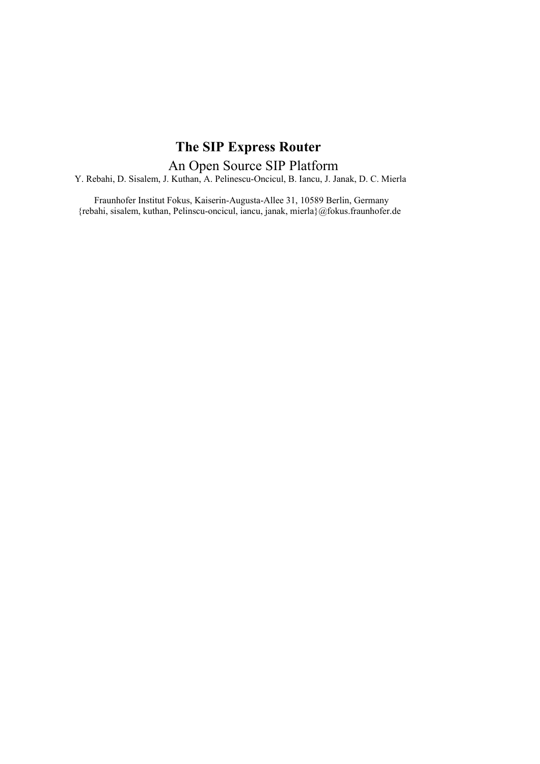# The SIP Express Router

An Open Source SIP Platform

Y. Rebahi, D. Sisalem, J. Kuthan, A. Pelinescu-Oncicul, B. Iancu, J. Janak, D. C. Mierla

Fraunhofer Institut Fokus, Kaiserin-Augusta-Allee 31, 10589 Berlin, Germany
{rebahi, sisalem, kuthan, Pelinscu-oncicul, iancu, janak, mierla}@fokus.fraunhofer.de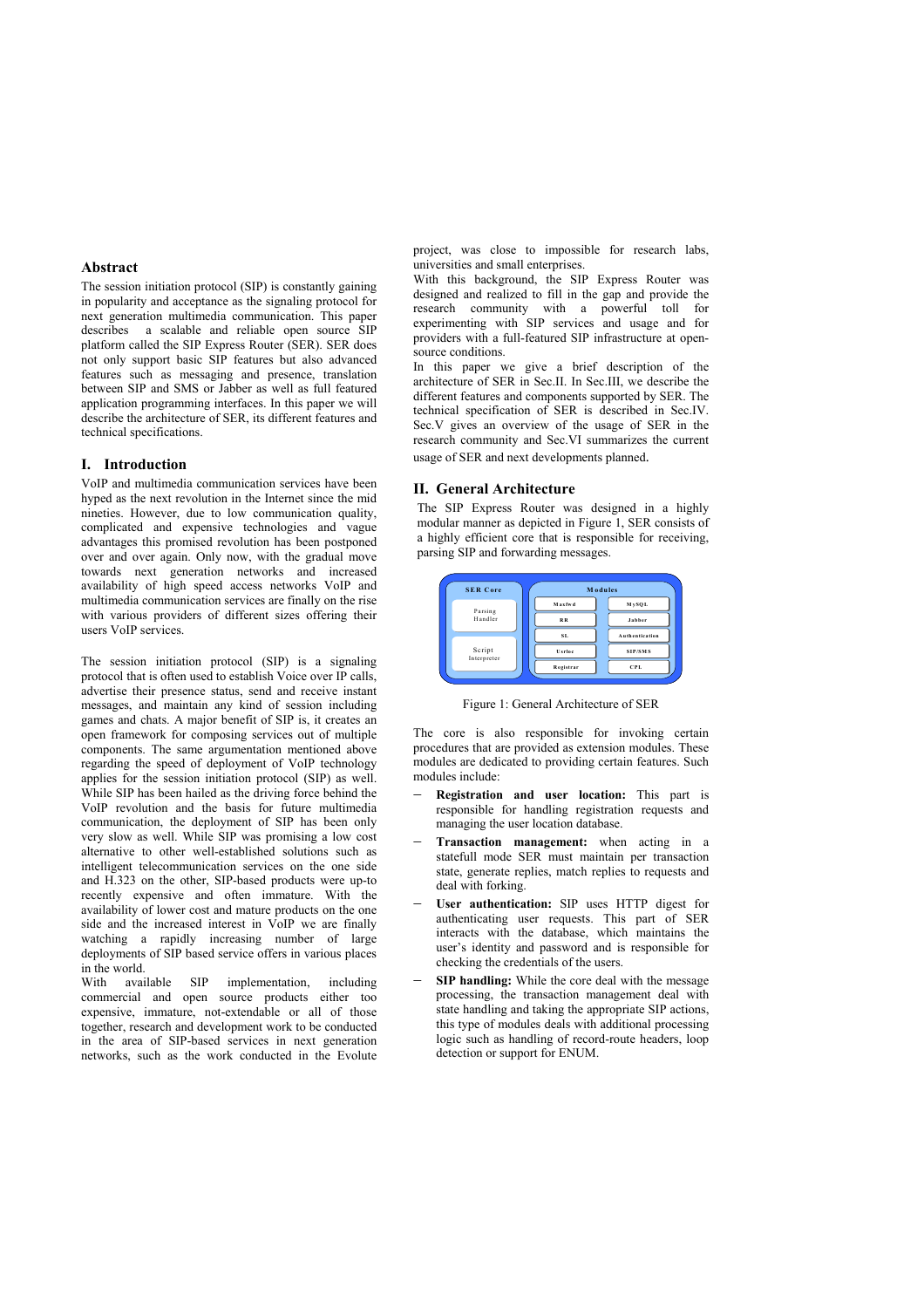## Abstract

The session initiation protocol (SIP) is constantly gaining in popularity and acceptance as the signaling protocol for next generation multimedia communication. This paper describes a scalable and reliable open source SIP platform called the SIP Express Router (SER). SER does not only support basic SIP features but also advanced features such as messaging and presence, translation between SIP and SMS or Jabber as well as full featured application programming interfaces. In this paper we will describe the architecture of SER, its different features and technical specifications.

## I. Introduction

VoIP and multimedia communication services have been hyped as the next revolution in the Internet since the mid nineties. However, due to low communication quality, complicated and expensive technologies and vague advantages this promised revolution has been postponed over and over again. Only now, with the gradual move towards next generation networks and increased availability of high speed access networks VoIP and multimedia communication services are finally on the rise with various providers of different sizes offering their users VoIP services.

The session initiation protocol (SIP) is a signaling protocol that is often used to establish Voice over IP calls, advertise their presence status, send and receive instant messages, and maintain any kind of session including games and chats. A major benefit of SIP is, it creates an open framework for composing services out of multiple components. The same argumentation mentioned above regarding the speed of deployment of VoIP technology applies for the session initiation protocol (SIP) as well. While SIP has been hailed as the driving force behind the VoIP revolution and the basis for future multimedia communication, the deployment of SIP has been only very slow as well. While SIP was promising a low cost alternative to other well-established solutions such as intelligent telecommunication services on the one side and H.323 on the other, SIP-based products were up-to recently expensive and often immature. With the availability of lower cost and mature products on the one side and the increased interest in VoIP we are finally watching a rapidly increasing number of large deployments of SIP based service offers in various places in the world.

With available SIP implementation, including commercial and open source products either too expensive, immature, not-extendable or all of those together, research and development work to be conducted in the area of SIP-based services in next generation networks, such as the work conducted in the Evolute project, was close to impossible for research labs, universities and small enterprises.

With this background, the SIP Express Router was designed and realized to fill in the gap and provide the research community with a powerful toll for experimenting with SIP services and usage and for providers with a full-featured SIP infrastructure at open-source conditions.

In this paper we give a brief description of the architecture of SER in Sec.II. In Sec.III, we describe the different features and components supported by SER. The technical specification of SER is described in Sec.IV. Sec.V gives an overview of the usage of SER in the research community and Sec.VI summarizes the current usage of SER and next developments planned.

## II. General Architecture

The SIP Express Router was designed in a highly modular manner as depicted in Figure 1, SER consists of a highly efficient core that is responsible for receiving, parsing SIP and forwarding messages.

| SER Core | Modules | |
|---|---|---|
| Parsing Handler | Maxfwd | MySQL |
| | RR | Jabber |
| | SL | Authentication |
| Script Interpreter | Usrloc | SIP/SMS |
| | Registrar | CPL |

Figure 1: General Architecture of SER

The core is also responsible for invoking certain procedures that are provided as extension modules. These modules are dedicated to providing certain features. Such modules include:

- **Registration and user location:** This part is responsible for handling registration requests and managing the user location database.
- **Transaction management:** when acting in a statefull mode SER must maintain per transaction state, generate replies, match replies to requests and deal with forking.
- **User authentication:** SIP uses HTTP digest for authenticating user requests. This part of SER interacts with the database, which maintains the user's identity and password and is responsible for checking the credentials of the users.
- **SIP handling:** While the core deal with the message processing, the transaction management deal with state handling and taking the appropriate SIP actions, this type of modules deals with additional processing logic such as handling of record-route headers, loop detection or support for ENUM.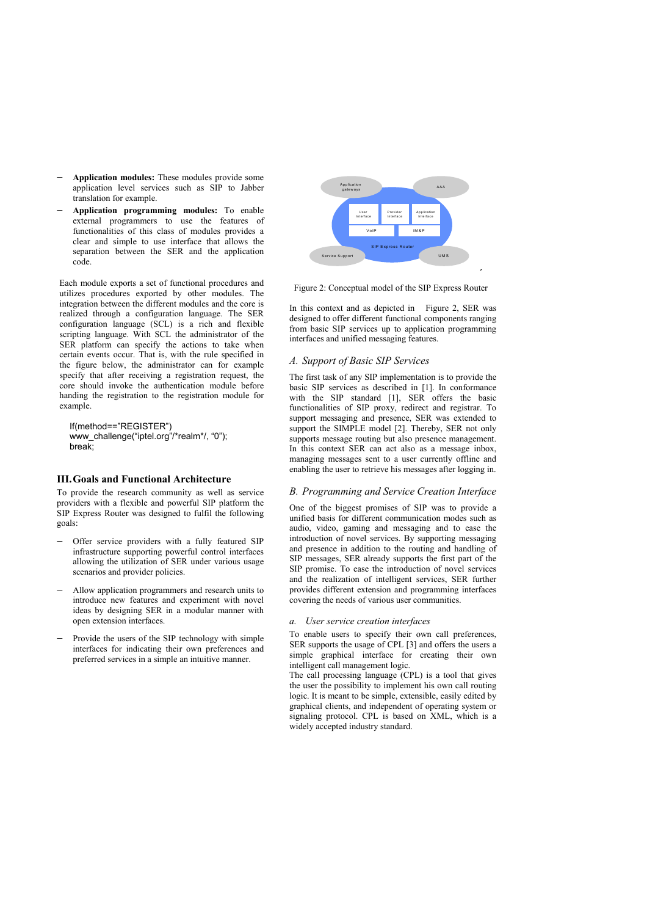- **Application modules:** These modules provide some application level services such as SIP to Jabber translation for example.
- **Application programming modules:** To enable external programmers to use the features of functionalities of this class of modules provides a clear and simple to use interface that allows the separation between the SER and the application code.

Each module exports a set of functional procedures and utilizes procedures exported by other modules. The integration between the different modules and the core is realized through a configuration language. The SER configuration language (SCL) is a rich and flexible scripting language. With SCL the administrator of the SER platform can specify the actions to take when certain events occur. That is, with the rule specified in the figure below, the administrator can for example specify that after receiving a registration request, the core should invoke the authentication module before handing the registration to the registration module for example.

```
If(method=="REGISTER")
www_challenge("iptel.org"/*realm*/, "0");
break;
```

## III. Goals and Functional Architecture

To provide the research community as well as service providers with a flexible and powerful SIP platform the SIP Express Router was designed to fulfil the following goals:

- Offer service providers with a fully featured SIP infrastructure supporting powerful control interfaces allowing the utilization of SER under various usage scenarios and provider policies.
- Allow application programmers and research units to introduce new features and experiment with novel ideas by designing SER in a modular manner with open extension interfaces.
- Provide the users of the SIP technology with simple interfaces for indicating their own preferences and preferred services in a simple an intuitive manner.

Figure 2: Conceptual model of the SIP Express Router

In this context and as depicted in Figure 2, SER was designed to offer different functional components ranging from basic SIP services up to application programming interfaces and unified messaging features.

### A. Support of Basic SIP Services

The first task of any SIP implementation is to provide the basic SIP services as described in [1]. In conformance with the SIP standard [1], SER offers the basic functionalities of SIP proxy, redirect and registrar. To support messaging and presence, SER was extended to support the SIMPLE model [2]. Thereby, SER not only supports message routing but also presence management. In this context SER can act also as a message inbox, managing messages sent to a user currently offline and enabling the user to retrieve his messages after logging in.

### B. Programming and Service Creation Interface

One of the biggest promises of SIP was to provide a unified basis for different communication modes such as audio, video, gaming and messaging and to ease the introduction of novel services. By supporting messaging and presence in addition to the routing and handling of SIP messages, SER already supports the first part of the SIP promise. To ease the introduction of novel services and the realization of intelligent services, SER further provides different extension and programming interfaces covering the needs of various user communities.

#### a. User service creation interfaces

To enable users to specify their own call preferences, SER supports the usage of CPL [3] and offers the users a simple graphical interface for creating their own intelligent call management logic.
The call processing language (CPL) is a tool that gives the user the possibility to implement his own call routing logic. It is meant to be simple, extensible, easily edited by graphical clients, and independent of operating system or signaling protocol. CPL is based on XML, which is a widely accepted industry standard.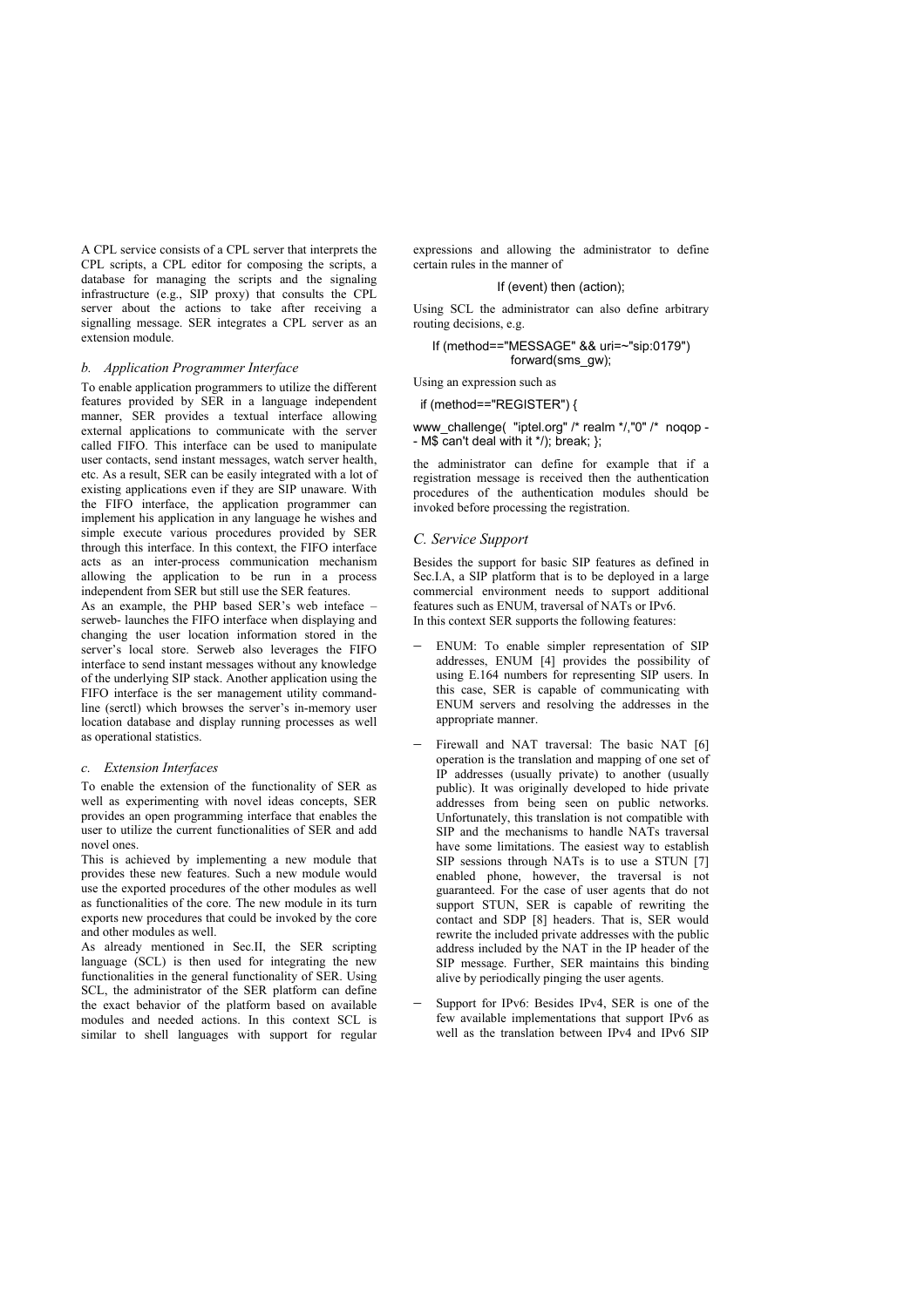A CPL service consists of a CPL server that interprets the CPL scripts, a CPL editor for composing the scripts, a database for managing the scripts and the signaling infrastructure (e.g., SIP proxy) that consults the CPL server about the actions to take after receiving a signalling message. SER integrates a CPL server as an extension module.

### *b. Application Programmer Interface*

To enable application programmers to utilize the different features provided by SER in a language independent manner, SER provides a textual interface allowing external applications to communicate with the server called FIFO. This interface can be used to manipulate user contacts, send instant messages, watch server health, etc. As a result, SER can be easily integrated with a lot of existing applications even if they are SIP unaware. With the FIFO interface, the application programmer can implement his application in any language he wishes and simple execute various procedures provided by SER through this interface. In this context, the FIFO interface acts as an inter-process communication mechanism allowing the application to be run in a process independent from SER but still use the SER features.

As an example, the PHP based SER's web inteface – serweb- launches the FIFO interface when displaying and changing the user location information stored in the server's local store. Serweb also leverages the FIFO interface to send instant messages without any knowledge of the underlying SIP stack. Another application using the FIFO interface is the ser management utility command-line (serctl) which browses the server's in-memory user location database and display running processes as well as operational statistics.

### *c. Extension Interfaces*

To enable the extension of the functionality of SER as well as experimenting with novel ideas concepts, SER provides an open programming interface that enables the user to utilize the current functionalities of SER and add novel ones.

This is achieved by implementing a new module that provides these new features. Such a new module would use the exported procedures of the other modules as well as functionalities of the core. The new module in its turn exports new procedures that could be invoked by the core and other modules as well.

As already mentioned in Sec.II, the SER scripting language (SCL) is then used for integrating the new functionalities in the general functionality of SER. Using SCL, the administrator of the SER platform can define the exact behavior of the platform based on available modules and needed actions. In this context SCL is similar to shell languages with support for regular expressions and allowing the administrator to define certain rules in the manner of

```
If (event) then (action);
```

Using SCL the administrator can also define arbitrary routing decisions, e.g.

```
If (method=="MESSAGE" && uri=~"sip:0179")
        forward(sms_gw);
```

Using an expression such as

```
if (method=="REGISTER") {
www_challenge( "iptel.org" /* realm */,"0" /* noqop -
- M$ can't deal with it */); break; };
```

the administrator can define for example that if a registration message is received then the authentication procedures of the authentication modules should be invoked before processing the registration.

## *C. Service Support*

Besides the support for basic SIP features as defined in Sec.I.A, a SIP platform that is to be deployed in a large commercial environment needs to support additional features such as ENUM, traversal of NATs or IPv6.

In this context SER supports the following features:

- ENUM: To enable simpler representation of SIP addresses, ENUM [4] provides the possibility of using E.164 numbers for representing SIP users. In this case, SER is capable of communicating with ENUM servers and resolving the addresses in the appropriate manner.
- Firewall and NAT traversal: The basic NAT [6] operation is the translation and mapping of one set of IP addresses (usually private) to another (usually public). It was originally developed to hide private addresses from being seen on public networks. Unfortunately, this translation is not compatible with SIP and the mechanisms to handle NATs traversal have some limitations. The easiest way to establish SIP sessions through NATs is to use a STUN [7] enabled phone, however, the traversal is not guaranteed. For the case of user agents that do not support STUN, SER is capable of rewriting the contact and SDP [8] headers. That is, SER would rewrite the included private addresses with the public address included by the NAT in the IP header of the SIP message. Further, SER maintains this binding alive by periodically pinging the user agents.
- Support for IPv6: Besides IPv4, SER is one of the few available implementations that support IPv6 as well as the translation between IPv4 and IPv6 SIP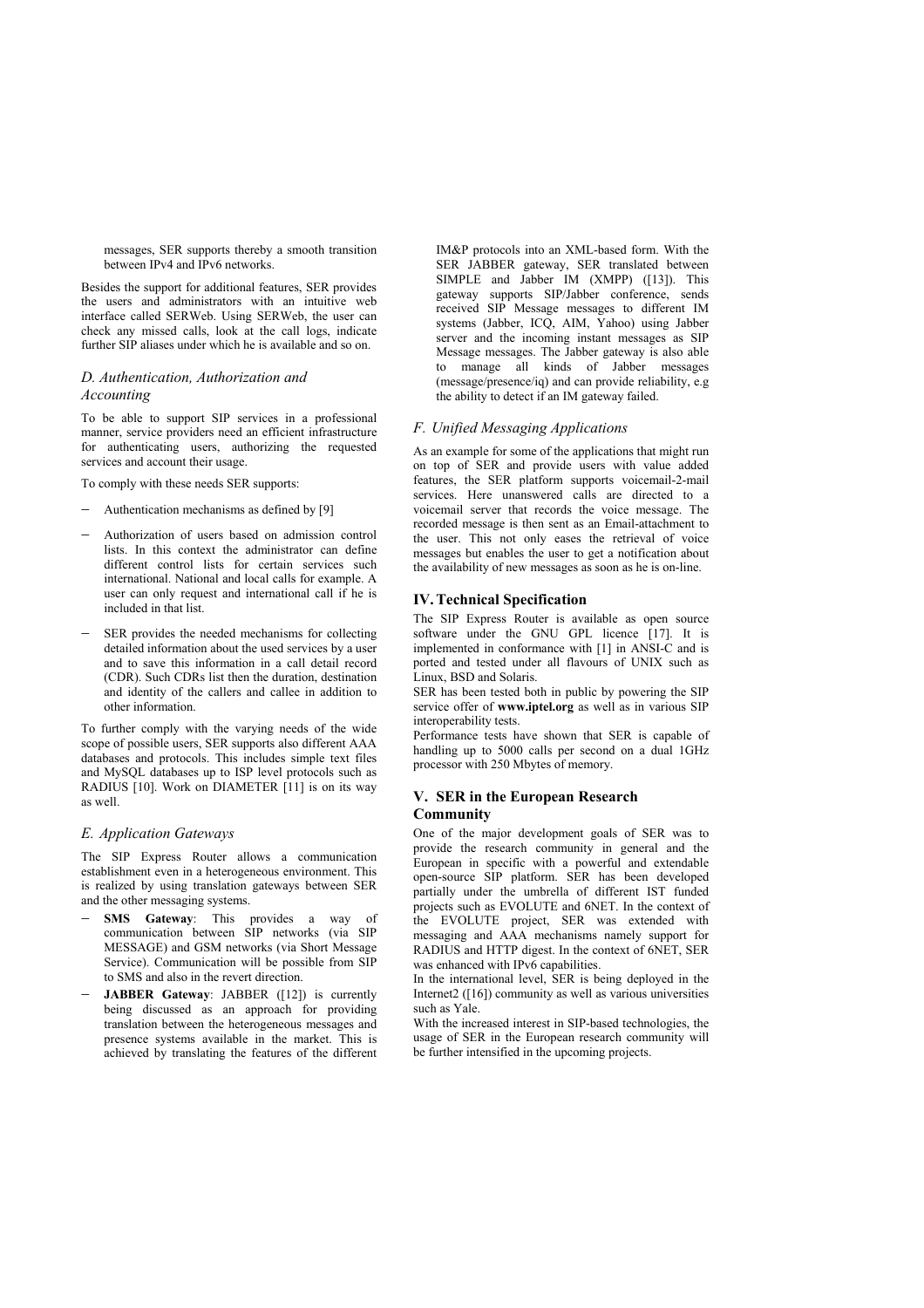messages, SER supports thereby a smooth transition between IPv4 and IPv6 networks.

Besides the support for additional features, SER provides the users and administrators with an intuitive web interface called SERWeb. Using SERWeb, the user can check any missed calls, look at the call logs, indicate further SIP aliases under which he is available and so on.

### *D. Authentication, Authorization and Accounting*

To be able to support SIP services in a professional manner, service providers need an efficient infrastructure for authenticating users, authorizing the requested services and account their usage.

To comply with these needs SER supports:

- Authentication mechanisms as defined by [9]
- Authorization of users based on admission control lists. In this context the administrator can define different control lists for certain services such international. National and local calls for example. A user can only request and international call if he is included in that list.
- SER provides the needed mechanisms for collecting detailed information about the used services by a user and to save this information in a call detail record (CDR). Such CDRs list then the duration, destination and identity of the callers and callee in addition to other information.

To further comply with the varying needs of the wide scope of possible users, SER supports also different AAA databases and protocols. This includes simple text files and MySQL databases up to ISP level protocols such as RADIUS [10]. Work on DIAMETER [11] is on its way as well.

### *E. Application Gateways*

The SIP Express Router allows a communication establishment even in a heterogeneous environment. This is realized by using translation gateways between SER and the other messaging systems.

- **SMS Gateway**: This provides a way of communication between SIP networks (via SIP MESSAGE) and GSM networks (via Short Message Service). Communication will be possible from SIP to SMS and also in the revert direction.
- **JABBER Gateway**: JABBER ([12]) is currently being discussed as an approach for providing translation between the heterogeneous messages and presence systems available in the market. This is achieved by translating the features of the different IM&P protocols into an XML-based form. With the SER JABBER gateway, SER translated between SIMPLE and Jabber IM (XMPP) ([13]). This gateway supports SIP/Jabber conference, sends received SIP Message messages to different IM systems (Jabber, ICQ, AIM, Yahoo) using Jabber server and the incoming instant messages as SIP Message messages. The Jabber gateway is also able to manage all kinds of Jabber messages (message/presence/iq) and can provide reliability, e.g the ability to detect if an IM gateway failed.

### *F. Unified Messaging Applications*

As an example for some of the applications that might run on top of SER and provide users with value added features, the SER platform supports voicemail-2-mail services. Here unanswered calls are directed to a voicemail server that records the voice message. The recorded message is then sent as an Email-attachment to the user. This not only eases the retrieval of voice messages but enables the user to get a notification about the availability of new messages as soon as he is on-line.

## IV. Technical Specification

The SIP Express Router is available as open source software under the GNU GPL licence [17]. It is implemented in conformance with [1] in ANSI-C and is ported and tested under all flavours of UNIX such as Linux, BSD and Solaris.

SER has been tested both in public by powering the SIP service offer of **www.iptel.org** as well as in various SIP interoperability tests.

Performance tests have shown that SER is capable of handling up to 5000 calls per second on a dual 1GHz processor with 250 Mbytes of memory.

## V. SER in the European Research Community

One of the major development goals of SER was to provide the research community in general and the European in specific with a powerful and extendable open-source SIP platform. SER has been developed partially under the umbrella of different IST funded projects such as EVOLUTE and 6NET. In the context of the EVOLUTE project, SER was extended with messaging and AAA mechanisms namely support for RADIUS and HTTP digest. In the context of 6NET, SER was enhanced with IPv6 capabilities.

In the international level, SER is being deployed in the Internet2 ([16]) community as well as various universities such as Yale.

With the increased interest in SIP-based technologies, the usage of SER in the European research community will be further intensified in the upcoming projects.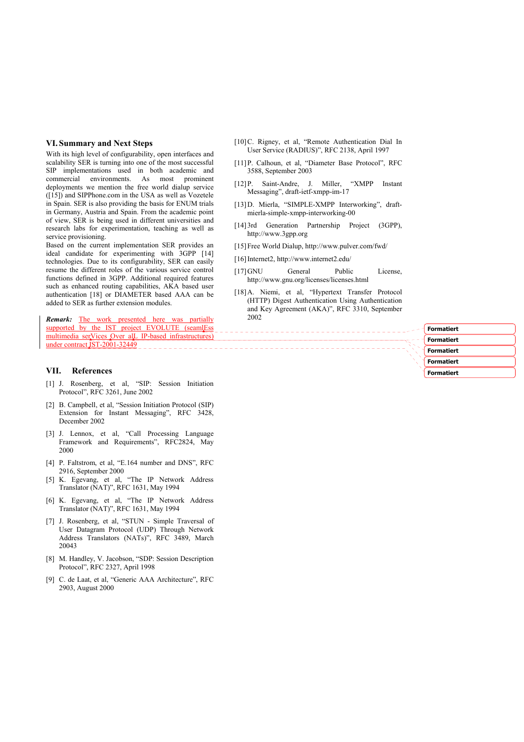## VI. Summary and Next Steps

With its high level of configurability, open interfaces and scalability SER is turning into one of the most successful SIP implementations used in both academic and commercial environments. As most prominent deployments we mention the free world dialup service ([15]) and SIPPhone.com in the USA as well as Vozetele in Spain. SER is also providing the basis for ENUM trials in Germany, Austria and Spain. From the academic point of view, SER is being used in different universities and research labs for experimentation, teaching as well as service provisioning.

Based on the current implementation SER provides an ideal candidate for experimenting with 3GPP [14] technologies. Due to its configurability, SER can easily resume the different roles of the various service control functions defined in 3GPP. Additional required features such as enhanced routing capabilities, AKA based user authentication [18] or DIAMETER based AAA can be added to SER as further extension modules.

***Remark:*** The work presented here was partially supported by the IST project EVOLUTE (seamlEss multimedia serVices Over alL IP-based infrastructures) under contract IST-2001-32449

## VII. References

[1] J. Rosenberg, et al, "SIP: Session Initiation Protocol", RFC 3261, June 2002

[2] B. Campbell, et al, "Session Initiation Protocol (SIP) Extension for Instant Messaging", RFC 3428, December 2002

[3] J. Lennox, et al, "Call Processing Language Framework and Requirements", RFC2824, May 2000

[4] P. Faltstrom, et al, "E.164 number and DNS", RFC 2916, September 2000

[5] K. Egevang, et al, "The IP Network Address Translator (NAT)", RFC 1631, May 1994

[6] K. Egevang, et al, "The IP Network Address Translator (NAT)", RFC 1631, May 1994

[7] J. Rosenberg, et al, "STUN - Simple Traversal of User Datagram Protocol (UDP) Through Network Address Translators (NATs)", RFC 3489, March 20043

[8] M. Handley, V. Jacobson, "SDP: Session Description Protocol", RFC 2327, April 1998

[9] C. de Laat, et al, "Generic AAA Architecture", RFC 2903, August 2000

[10] C. Rigney, et al, "Remote Authentication Dial In User Service (RADIUS)", RFC 2138, April 1997

[11] P. Calhoun, et al, "Diameter Base Protocol", RFC 3588, September 2003

[12] P. Saint-Andre, J. Miller, "XMPP Instant Messaging", draft-ietf-xmpp-im-17

[13] D. Mierla, "SIMPLE-XMPP Interworking", draft-mierla-simple-xmpp-interworking-00

[14] 3rd Generation Partnership Project (3GPP), http://www.3gpp.org

[15] Free World Dialup, http://www.pulver.com/fwd/

[16] Internet2, http://www.internet2.edu/

[17] GNU General Public License, http://www.gnu.org/licenses/licenses.html

[18] A. Niemi, et al, "Hypertext Transfer Protocol (HTTP) Digest Authentication Using Authentication and Key Agreement (AKA)", RFC 3310, September 2002